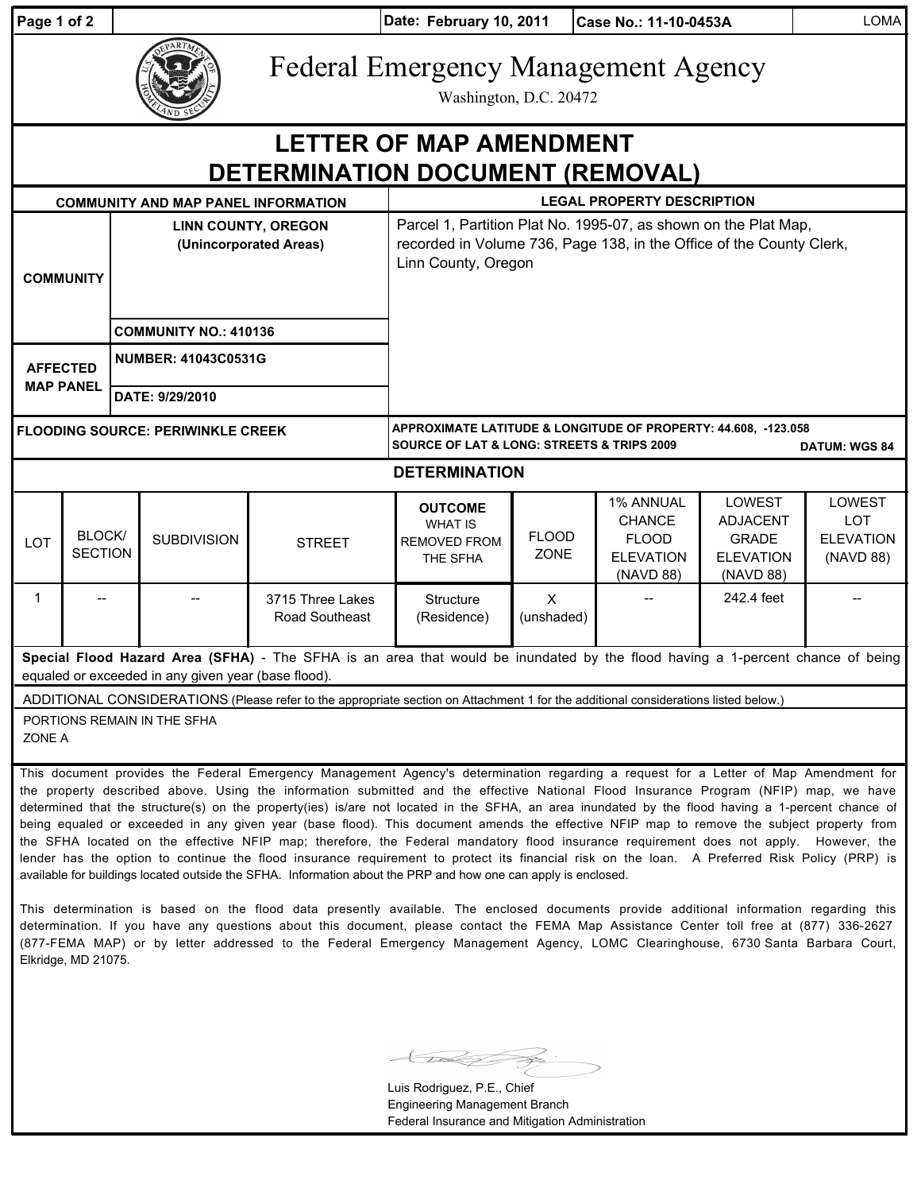Date: February 10, 2011 | Case No.: 11-10-0453A | LOMA

# Federal Emergency Management Agency

Washington, D.C. 20472

# LETTER OF MAP AMENDMENT DETERMINATION DOCUMENT (REMOVAL)

| COMMUNITY AND MAP PANEL INFORMATION | | LEGAL PROPERTY DESCRIPTION |
|---|---|---|
| COMMUNITY | LINN COUNTY, OREGON (Unincorporated Areas) | Parcel 1, Partition Plat No. 1995-07, as shown on the Plat Map, recorded in Volume 736, Page 138, in the Office of the County Clerk, Linn County, Oregon |
| | COMMUNITY NO.: 410136 | |
| AFFECTED MAP PANEL | NUMBER: 41043C0531G | |
| | DATE: 9/29/2010 | |

| FLOODING SOURCE: PERIWINKLE CREEK | APPROXIMATE LATITUDE & LONGITUDE OF PROPERTY: 44.608, -123.058 SOURCE OF LAT & LONG: STREETS & TRIPS 2009 DATUM: WGS 84 |
|---|---|

## DETERMINATION

| LOT | BLOCK/ SECTION | SUBDIVISION | STREET | OUTCOME WHAT IS REMOVED FROM THE SFHA | FLOOD ZONE | 1% ANNUAL CHANCE FLOOD ELEVATION (NAVD 88) | LOWEST ADJACENT GRADE ELEVATION (NAVD 88) | LOWEST LOT ELEVATION (NAVD 88) |
|---|---|---|---|---|---|---|---|---|
| 1 | -- | -- | 3715 Three Lakes Road Southeast | Structure (Residence) | X (unshaded) | -- | 242.4 feet | -- |

**Special Flood Hazard Area (SFHA)** - The SFHA is an area that would be inundated by the flood having a 1-percent chance of being equaled or exceeded in any given year (base flood).

ADDITIONAL CONSIDERATIONS (Please refer to the appropriate section on Attachment 1 for the additional considerations listed below.)

PORTIONS REMAIN IN THE SFHA
ZONE A

This document provides the Federal Emergency Management Agency's determination regarding a request for a Letter of Map Amendment for the property described above. Using the information submitted and the effective National Flood Insurance Program (NFIP) map, we have determined that the structure(s) on the property(ies) is/are not located in the SFHA, an area inundated by the flood having a 1-percent chance of being equaled or exceeded in any given year (base flood). This document amends the effective NFIP map to remove the subject property from the SFHA located on the effective NFIP map; therefore, the Federal mandatory flood insurance requirement does not apply. However, the lender has the option to continue the flood insurance requirement to protect its financial risk on the loan. A Preferred Risk Policy (PRP) is available for buildings located outside the SFHA. Information about the PRP and how one can apply is enclosed.

This determination is based on the flood data presently available. The enclosed documents provide additional information regarding this determination. If you have any questions about this document, please contact the FEMA Map Assistance Center toll free at (877) 336-2627 (877-FEMA MAP) or by letter addressed to the Federal Emergency Management Agency, LOMC Clearinghouse, 6730 Santa Barbara Court, Elkridge, MD 21075.

Luis Rodriguez, P.E., Chief
Engineering Management Branch
Federal Insurance and Mitigation Administration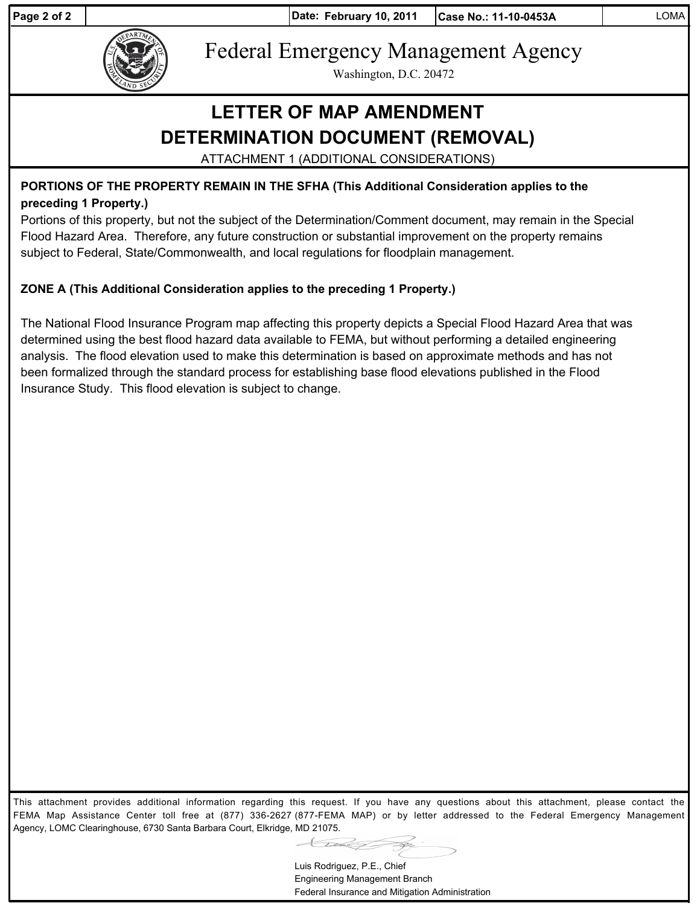| Page 2 of 2 | | Date: February 10, 2011 | Case No.: 11-10-0453A | LOMA |
|---|---|---|---|---|

# Federal Emergency Management Agency

Washington, D.C. 20472

## LETTER OF MAP AMENDMENT DETERMINATION DOCUMENT (REMOVAL)

ATTACHMENT 1 (ADDITIONAL CONSIDERATIONS)

**PORTIONS OF THE PROPERTY REMAIN IN THE SFHA (This Additional Consideration applies to the preceding 1 Property.)**

Portions of this property, but not the subject of the Determination/Comment document, may remain in the Special Flood Hazard Area. Therefore, any future construction or substantial improvement on the property remains subject to Federal, State/Commonwealth, and local regulations for floodplain management.

**ZONE A (This Additional Consideration applies to the preceding 1 Property.)**

The National Flood Insurance Program map affecting this property depicts a Special Flood Hazard Area that was determined using the best flood hazard data available to FEMA, but without performing a detailed engineering analysis. The flood elevation used to make this determination is based on approximate methods and has not been formalized through the standard process for establishing base flood elevations published in the Flood Insurance Study. This flood elevation is subject to change.

This attachment provides additional information regarding this request. If you have any questions about this attachment, please contact the FEMA Map Assistance Center toll free at (877) 336-2627 (877-FEMA MAP) or by letter addressed to the Federal Emergency Management Agency, LOMC Clearinghouse, 6730 Santa Barbara Court, Elkridge, MD 21075.

Luis Rodriguez, P.E., Chief
Engineering Management Branch
Federal Insurance and Mitigation Administration